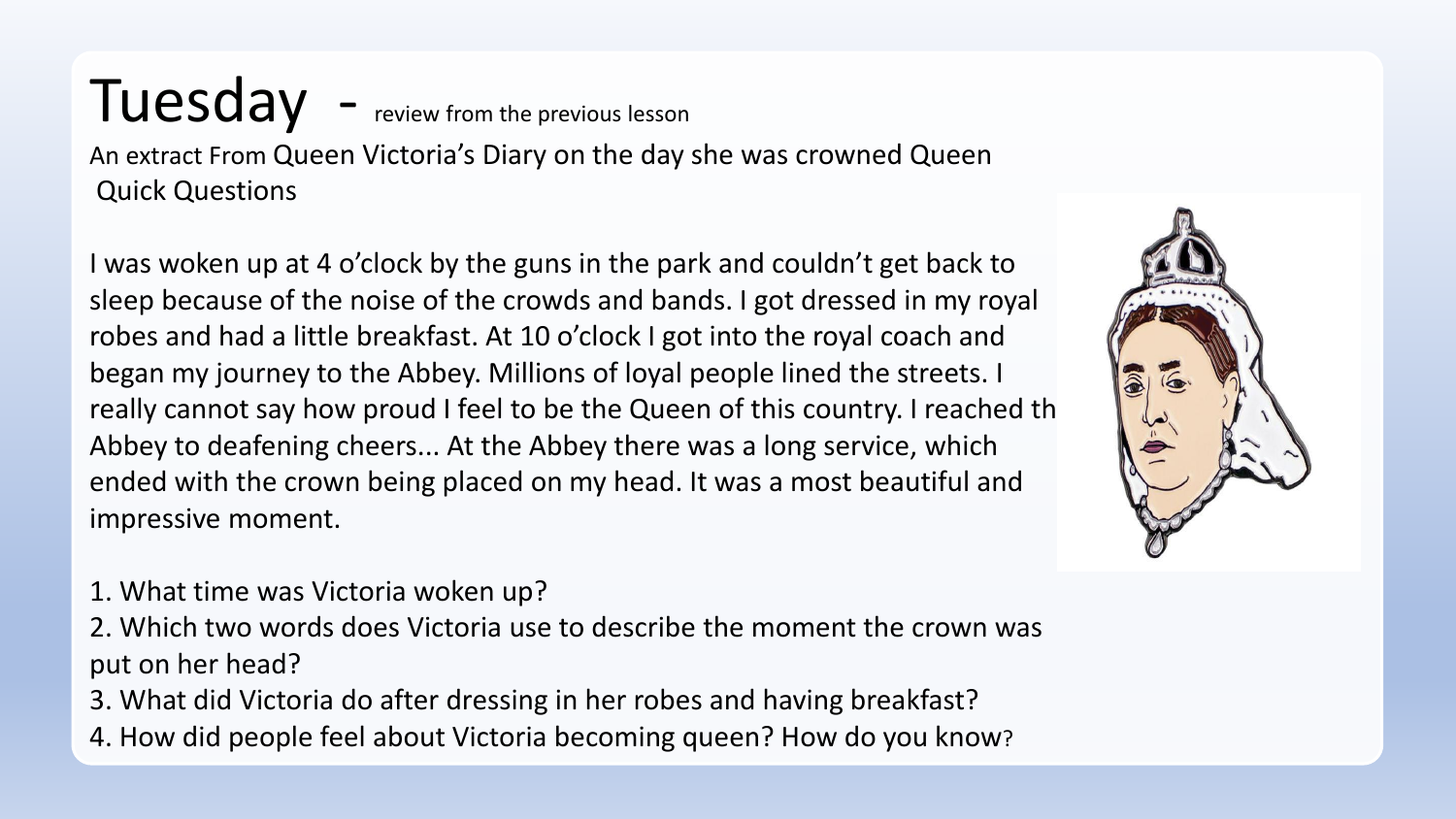# Tuesday - review from the previous lesson

An extract From Queen Victoria's Diary on the day she was crowned Queen
Quick Questions

I was woken up at 4 o'clock by the guns in the park and couldn't get back to sleep because of the noise of the crowds and bands. I got dressed in my royal robes and had a little breakfast. At 10 o'clock I got into the royal coach and began my journey to the Abbey. Millions of loyal people lined the streets. I really cannot say how proud I feel to be the Queen of this country. I reached th Abbey to deafening cheers... At the Abbey there was a long service, which ended with the crown being placed on my head. It was a most beautiful and impressive moment.

1. What time was Victoria woken up?
2. Which two words does Victoria use to describe the moment the crown was put on her head?
3. What did Victoria do after dressing in her robes and having breakfast?
4. How did people feel about Victoria becoming queen? How do you know?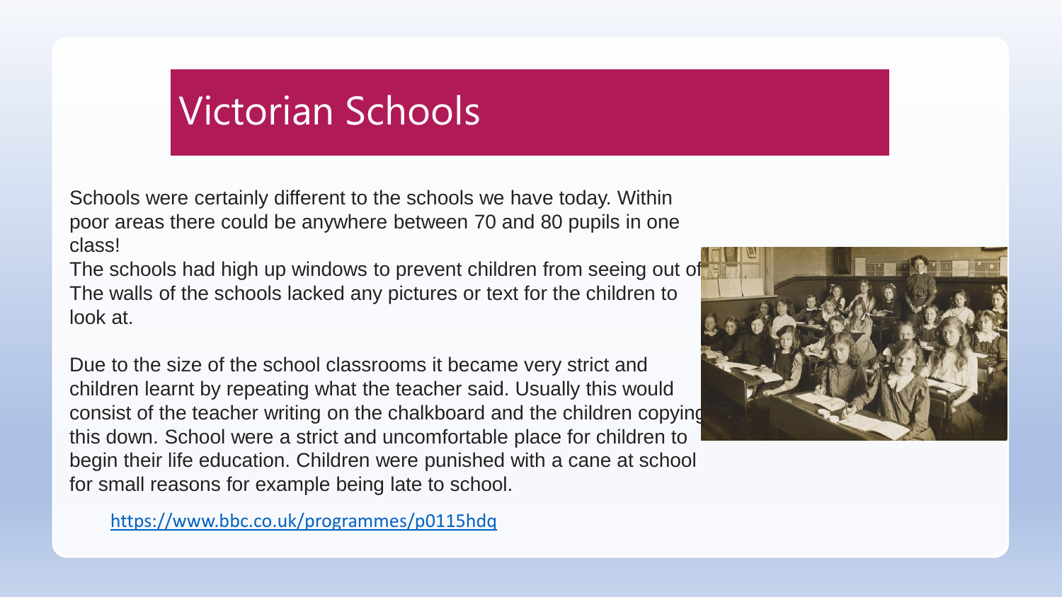# Victorian Schools

Schools were certainly different to the schools we have today. Within poor areas there could be anywhere between 70 and 80 pupils in one class!
The schools had high up windows to prevent children from seeing out of. The walls of the schools lacked any pictures or text for the children to look at.

Due to the size of the school classrooms it became very strict and children learnt by repeating what the teacher said. Usually this would consist of the teacher writing on the chalkboard and the children copying this down. School were a strict and uncomfortable place for children to begin their life education. Children were punished with a cane at school for small reasons for example being late to school.

https://www.bbc.co.uk/programmes/p0115hdq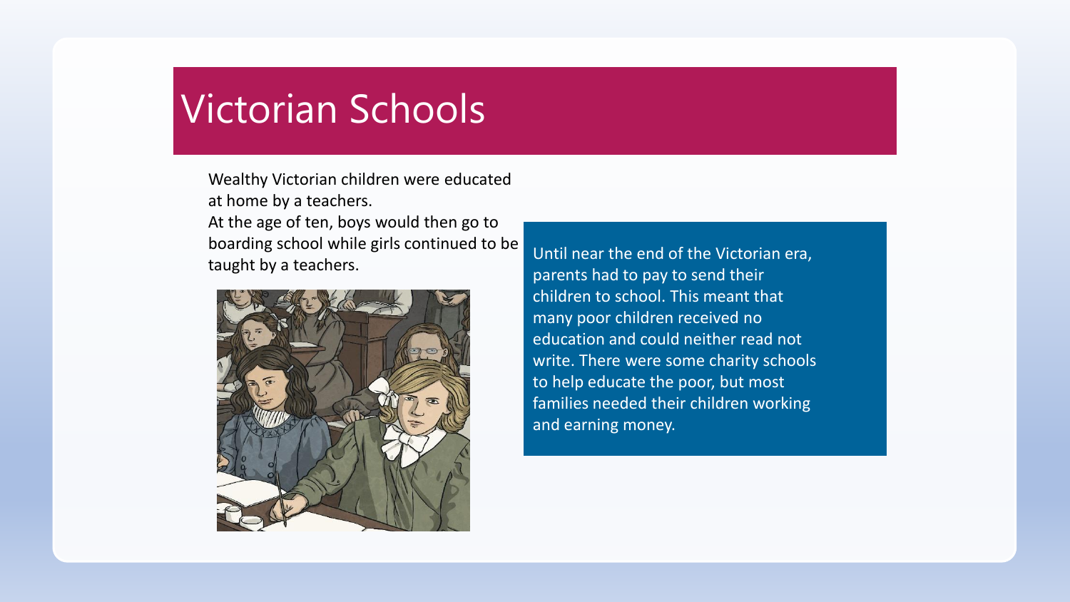# Victorian Schools

Wealthy Victorian children were educated at home by a teachers.
At the age of ten, boys would then go to boarding school while girls continued to be taught by a teachers.

Until near the end of the Victorian era, parents had to pay to send their children to school. This meant that many poor children received no education and could neither read not write. There were some charity schools to help educate the poor, but most families needed their children working and earning money.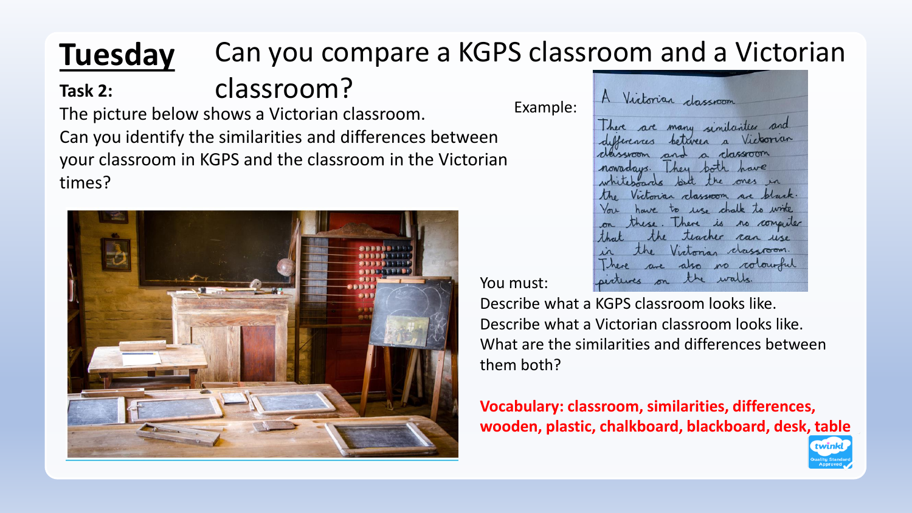# Tuesday

## Can you compare a KGPS classroom and a Victorian classroom?

**Task 2:**

The picture below shows a Victorian classroom.

Can you identify the similarities and differences between your classroom in KGPS and the classroom in the Victorian times?

Example:

A Victorian classroom

There are many similarities and differences between a Victorian classroom and a classroom nowadays. They both have whiteboards but the ones in the Victorian classroom are black. You have to use chalk to write on these. There is no computer that the teacher can use in the Victorian classroom. There are also no colourful pictures on the walls.

You must:

Describe what a KGPS classroom looks like.

Describe what a Victorian classroom looks like.

What are the similarities and differences between them both?

**Vocabulary: classroom, similarities, differences, wooden, plastic, chalkboard, blackboard, desk, table**